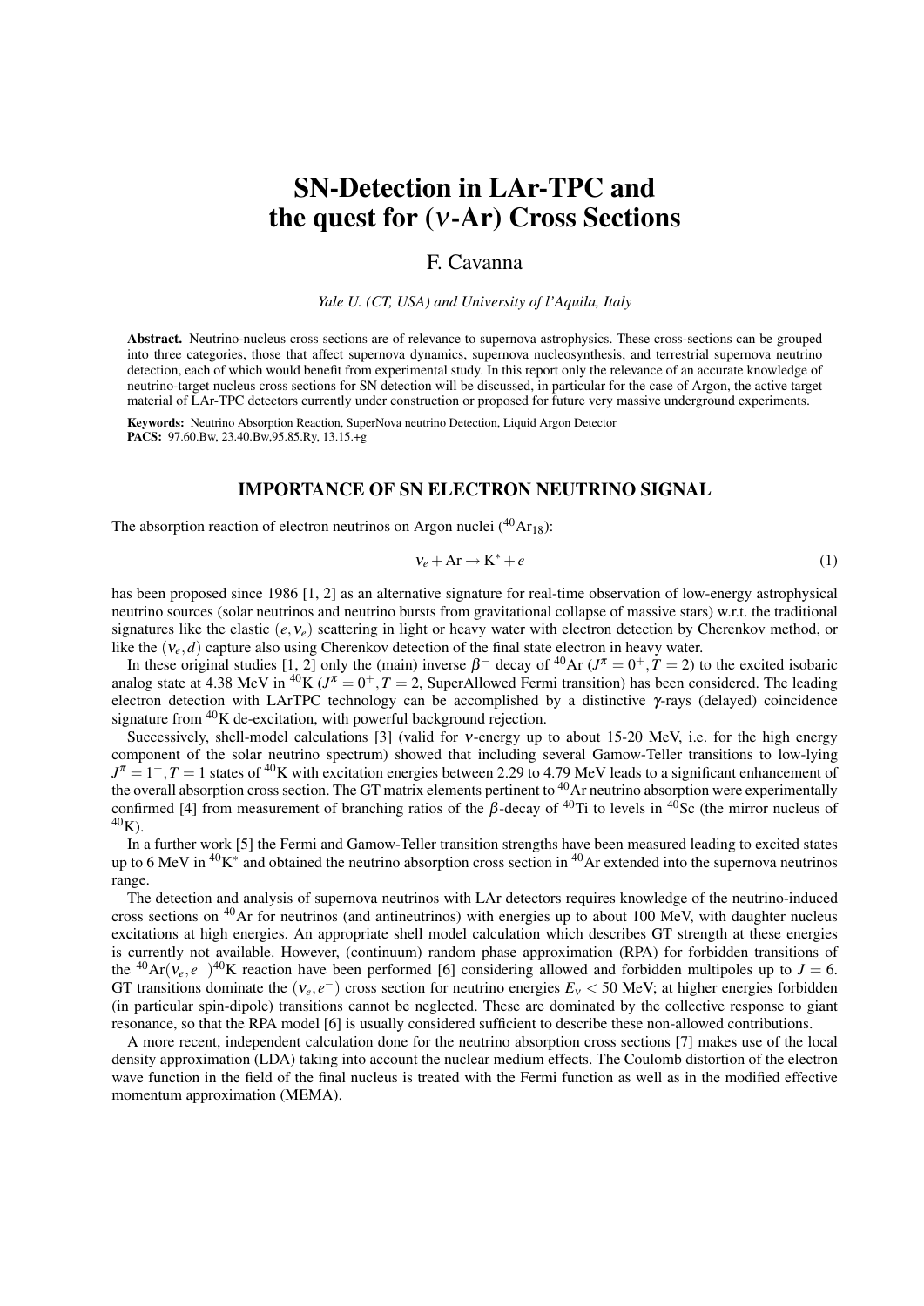# SN-Detection in LAr-TPC and the quest for ($\nu$-Ar) Cross Sections

F. Cavanna

*Yale U. (CT, USA) and University of l'Aquila, Italy*

**Abstract.** Neutrino-nucleus cross sections are of relevance to supernova astrophysics. These cross-sections can be grouped into three categories, those that affect supernova dynamics, supernova nucleosynthesis, and terrestrial supernova neutrino detection, each of which would benefit from experimental study. In this report only the relevance of an accurate knowledge of neutrino-target nucleus cross sections for SN detection will be discussed, in particular for the case of Argon, the active target material of LAr-TPC detectors currently under construction or proposed for future very massive underground experiments.

**Keywords:** Neutrino Absorption Reaction, SuperNova neutrino Detection, Liquid Argon Detector
**PACS:** 97.60.Bw, 23.40.Bw,95.85.Ry, 13.15.+g

## IMPORTANCE OF SN ELECTRON NEUTRINO SIGNAL

The absorption reaction of electron neutrinos on Argon nuclei ($^{40}Ar_{18}$):

$$\nu_e + \mathrm{Ar} \rightarrow \mathrm{K}^* + e^- \tag{1}$$

has been proposed since 1986 [1, 2] as an alternative signature for real-time observation of low-energy astrophysical neutrino sources (solar neutrinos and neutrino bursts from gravitational collapse of massive stars) w.r.t. the traditional signatures like the elastic $(e, \nu_e)$ scattering in light or heavy water with electron detection by Cherenkov method, or like the $(\nu_e, d)$ capture also using Cherenkov detection of the final state electron in heavy water.

In these original studies [1, 2] only the (main) inverse $\beta^-$ decay of $^{40}$Ar ($J^\pi = 0^+, T = 2$) to the excited isobaric analog state at 4.38 MeV in $^{40}$K ($J^\pi = 0^+, T = 2$, SuperAllowed Fermi transition) has been considered. The leading electron detection with LArTPC technology can be accomplished by a distinctive $\gamma$-rays (delayed) coincidence signature from $^{40}$K de-excitation, with powerful background rejection.

Successively, shell-model calculations [3] (valid for $\nu$-energy up to about 15-20 MeV, i.e. for the high energy component of the solar neutrino spectrum) showed that including several Gamow-Teller transitions to low-lying $J^\pi = 1^+, T = 1$ states of $^{40}$K with excitation energies between 2.29 to 4.79 MeV leads to a significant enhancement of the overall absorption cross section. The GT matrix elements pertinent to $^{40}$Ar neutrino absorption were experimentally confirmed [4] from measurement of branching ratios of the $\beta$-decay of $^{40}$Ti to levels in $^{40}$Sc (the mirror nucleus of $^{40}$K).

In a further work [5] the Fermi and Gamow-Teller transition strengths have been measured leading to excited states up to 6 MeV in $^{40}$K$^*$ and obtained the neutrino absorption cross section in $^{40}$Ar extended into the supernova neutrinos range.

The detection and analysis of supernova neutrinos with LAr detectors requires knowledge of the neutrino-induced cross sections on $^{40}$Ar for neutrinos (and antineutrinos) with energies up to about 100 MeV, with daughter nucleus excitations at high energies. An appropriate shell model calculation which describes GT strength at these energies is currently not available. However, (continuum) random phase approximation (RPA) for forbidden transitions of the $^{40}$Ar$(\nu_e, e^-)^{40}$K reaction have been performed [6] considering allowed and forbidden multipoles up to $J = 6$. GT transitions dominate the $(\nu_e, e^-)$ cross section for neutrino energies $E_\nu < 50$ MeV; at higher energies forbidden (in particular spin-dipole) transitions cannot be neglected. These are dominated by the collective response to giant resonance, so that the RPA model [6] is usually considered sufficient to describe these non-allowed contributions.

A more recent, independent calculation done for the neutrino absorption cross sections [7] makes use of the local density approximation (LDA) taking into account the nuclear medium effects. The Coulomb distortion of the electron wave function in the field of the final nucleus is treated with the Fermi function as well as in the modified effective momentum approximation (MEMA).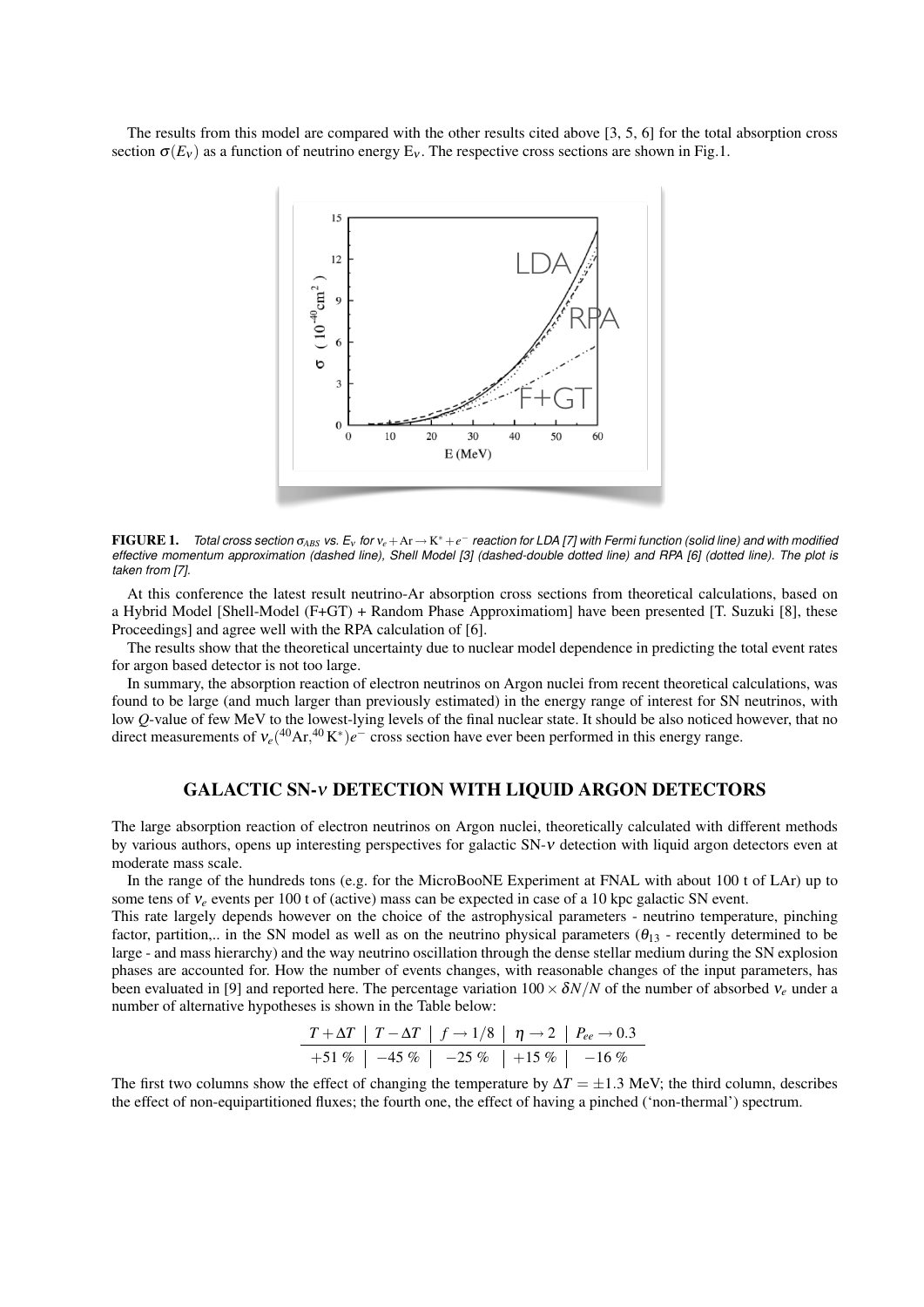The results from this model are compared with the other results cited above [3, 5, 6] for the total absorption cross section $\sigma(E_\nu)$ as a function of neutrino energy $E_\nu$. The respective cross sections are shown in Fig.1.

**FIGURE 1.** *Total cross section $\sigma_{ABS}$ vs. $E_\nu$ for $\nu_e + \mathrm{Ar} \rightarrow \mathrm{K}^* + e^-$ reaction for LDA [7] with Fermi function (solid line) and with modified effective momentum approximation (dashed line), Shell Model [3] (dashed-double dotted line) and RPA [6] (dotted line). The plot is taken from [7].*

At this conference the latest result neutrino-Ar absorption cross sections from theoretical calculations, based on a Hybrid Model [Shell-Model (F+GT) + Random Phase Approximatiom] have been presented [T. Suzuki [8], these Proceedings] and agree well with the RPA calculation of [6].

The results show that the theoretical uncertainty due to nuclear model dependence in predicting the total event rates for argon based detector is not too large.

In summary, the absorption reaction of electron neutrinos on Argon nuclei from recent theoretical calculations, was found to be large (and much larger than previously estimated) in the energy range of interest for SN neutrinos, with low $Q$-value of few MeV to the lowest-lying levels of the final nuclear state. It should be also noticed however, that no direct measurements of $\nu_e(^{40}\mathrm{Ar}, ^{40}\mathrm{K}^*)e^-$ cross section have ever been performed in this energy range.

## GALACTIC SN-$\nu$ DETECTION WITH LIQUID ARGON DETECTORS

The large absorption reaction of electron neutrinos on Argon nuclei, theoretically calculated with different methods by various authors, opens up interesting perspectives for galactic SN-$\nu$ detection with liquid argon detectors even at moderate mass scale.

In the range of the hundreds tons (e.g. for the MicroBooNE Experiment at FNAL with about 100 t of LAr) up to some tens of $\nu_e$ events per 100 t of (active) mass can be expected in case of a 10 kpc galactic SN event.

This rate largely depends however on the choice of the astrophysical parameters - neutrino temperature, pinching factor, partition,.. in the SN model as well as on the neutrino physical parameters ($\theta_{13}$ - recently determined to be large - and mass hierarchy) and the way neutrino oscillation through the dense stellar medium during the SN explosion phases are accounted for. How the number of events changes, with reasonable changes of the input parameters, has been evaluated in [9] and reported here. The percentage variation $100 \times \delta N/N$ of the number of absorbed $\nu_e$ under a number of alternative hypotheses is shown in the Table below:

| $T + \Delta T$ | $T - \Delta T$ | $f \rightarrow 1/8$ | $\eta \rightarrow 2$ | $P_{ee} \rightarrow 0.3$ |
|---|---|---|---|---|
| +51 % | −45 % | −25 % | +15 % | −16 % |

The first two columns show the effect of changing the temperature by $\Delta T = \pm 1.3$ MeV; the third column, describes the effect of non-equipartitioned fluxes; the fourth one, the effect of having a pinched ('non-thermal') spectrum.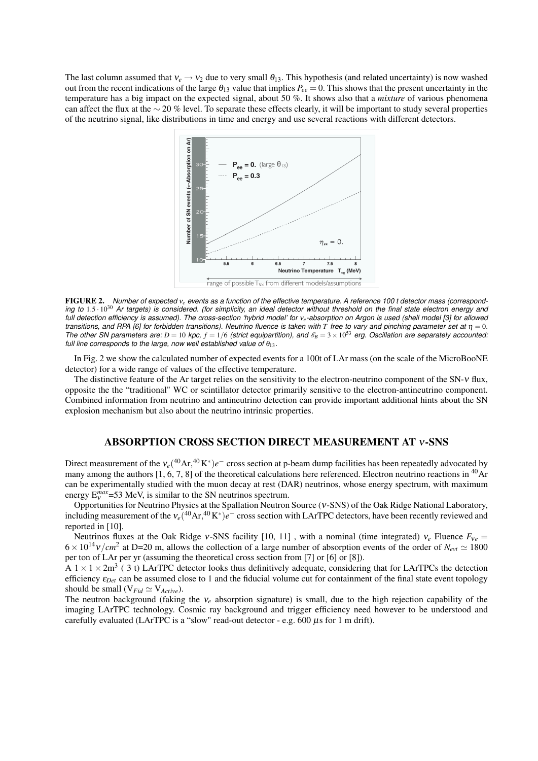The last column assumed that $\nu_e \rightarrow \nu_2$ due to very small $\theta_{13}$. This hypothesis (and related uncertainty) is now washed out from the recent indications of the large $\theta_{13}$ value that implies $P_{ee} = 0$. This shows that the present uncertainty in the temperature has a big impact on the expected signal, about 50 %. It shows also that a *mixture* of various phenomena can affect the flux at the $\sim 20$ % level. To separate these effects clearly, it will be important to study several properties of the neutrino signal, like distributions in time and energy and use several reactions with different detectors.

**FIGURE 2.** *Number of expected $\nu_e$ events as a function of the effective temperature. A reference 100 t detector mass (corresponding to $1.5 \cdot 10^{30}$ Ar targets) is considered. (for simplicity, an ideal detector without threshold on the final state electron energy and full detection efficiency is assumed). The cross-section 'hybrid model' for $\nu_e$-absorption on Argon is used (shell model [3] for allowed transitions, and RPA [6] for forbidden transitions). Neutrino fluence is taken with $T$ free to vary and pinching parameter set at $\eta = 0$. The other SN parameters are: $D = 10$ kpc, $f = 1/6$ (strict equipartition), and $\mathscr{E}_B = 3 \times 10^{53}$ erg. Oscillation are separately accounted: full line corresponds to the large, now well established value of $\theta_{13}$.*

In Fig. 2 we show the calculated number of expected events for a 100t of LAr mass (on the scale of the MicroBooNE detector) for a wide range of values of the effective temperature.

The distinctive feature of the Ar target relies on the sensitivity to the electron-neutrino component of the SN-$\nu$ flux, opposite the the "traditional" WC or scintillator detector primarily sensitive to the electron-antineutrino component. Combined information from neutrino and antineutrino detection can provide important additional hints about the SN explosion mechanism but also about the neutrino intrinsic properties.

## ABSORPTION CROSS SECTION DIRECT MEASUREMENT AT $\nu$-SNS

Direct measurement of the $\nu_e(^{40}\mathrm{Ar},^{40}\mathrm{K}^*)e^-$ cross section at p-beam dump facilities has been repeatedly advocated by many among the authors [1, 6, 7, 8] of the theoretical calculations here referenced. Electron neutrino reactions in $^{40}$Ar can be experimentally studied with the muon decay at rest (DAR) neutrinos, whose energy spectrum, with maximum energy $E_\nu^{max}$=53 MeV, is similar to the SN neutrinos spectrum.

Opportunities for Neutrino Physics at the Spallation Neutron Source ($\nu$-SNS) of the Oak Ridge National Laboratory, including measurement of the $\nu_e(^{40}\mathrm{Ar},^{40}\mathrm{K}^*)e^-$ cross section with LArTPC detectors, have been recently reviewed and reported in [10].

Neutrinos fluxes at the Oak Ridge $\nu$-SNS facility [10, 11] , with a nominal (time integrated) $\nu_e$ Fluence $F_{\nu e} = 6 \times 10^{14} \nu/cm^2$ at D=20 m, allows the collection of a large number of absorption events of the order of $N_{evt} \simeq 1800$ per ton of LAr per yr (assuming the theoretical cross section from [7] or [6] or [8]).

A $1 \times 1 \times 2\mathrm{m}^3$ ( 3 t) LArTPC detector looks thus definitively adequate, considering that for LArTPCs the detection efficiency $\varepsilon_{Det}$ can be assumed close to 1 and the fiducial volume cut for containment of the final state event topology should be small ($\mathrm{V}_{Fid} \simeq \mathrm{V}_{Active}$).

The neutron background (faking the $\nu_e$ absorption signature) is small, due to the high rejection capability of the imaging LArTPC technology. Cosmic ray background and trigger efficiency need however to be understood and carefully evaluated (LArTPC is a "slow" read-out detector - e.g. 600 $\mu$s for 1 m drift).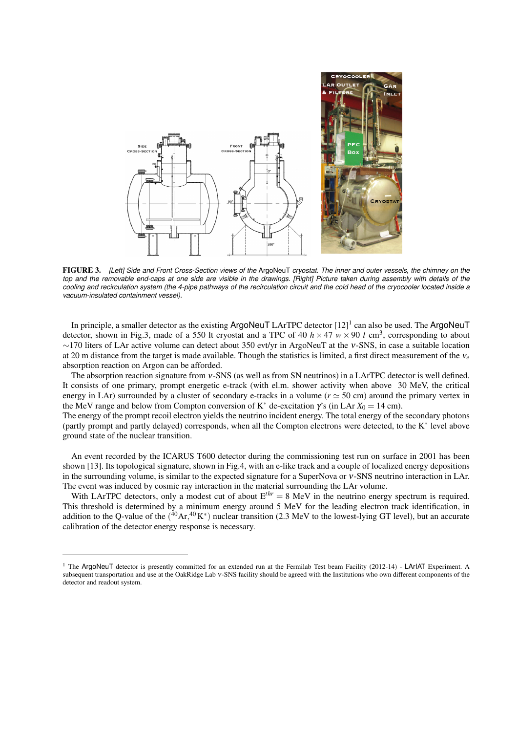**FIGURE 3.** *[Left] Side and Front Cross-Section views of the* ArgoNeuT *cryostat. The inner and outer vessels, the chimney on the top and the removable end-caps at one side are visible in the drawings. [Right] Picture taken during assembly with details of the cooling and recirculation system (the 4-pipe pathways of the recirculation circuit and the cold head of the cryocooler located inside a vacuum-insulated containment vessel).*

In principle, a smaller detector as the existing ArgoNeuT LArTPC detector [12][1] can also be used. The ArgoNeuT detector, shown in Fig.3, made of a 550 lt cryostat and a TPC of 40 $h \times 47$ $w \times 90$ $l$ cm$^3$, corresponding to about $\sim$170 liters of LAr active volume can detect about 350 evt/yr in ArgoNeuT at the $\nu$-SNS, in case a suitable location at 20 m distance from the target is made available. Though the statistics is limited, a first direct measurement of the $\nu_e$ absorption reaction on Argon can be afforded.

The absorption reaction signature from $\nu$-SNS (as well as from SN neutrinos) in a LArTPC detector is well defined. It consists of one primary, prompt energetic e-track (with el.m. shower activity when above 30 MeV, the critical energy in LAr) surrounded by a cluster of secondary e-tracks in a volume ($r \simeq 50$ cm) around the primary vertex in the MeV range and below from Compton conversion of K$^*$ de-excitation $\gamma$'s (in LAr $X_0 = 14$ cm).
The energy of the prompt recoil electron yields the neutrino incident energy. The total energy of the secondary photons (partly prompt and partly delayed) corresponds, when all the Compton electrons were detected, to the K$^*$ level above ground state of the nuclear transition.

An event recorded by the ICARUS T600 detector during the commissioning test run on surface in 2001 has been shown [13]. Its topological signature, shown in Fig.4, with an e-like track and a couple of localized energy depositions in the surrounding volume, is similar to the expected signature for a SuperNova or $\nu$-SNS neutrino interaction in LAr. The event was induced by cosmic ray interaction in the material surrounding the LAr volume.

With LArTPC detectors, only a modest cut of about $E^{thr} = 8$ MeV in the neutrino energy spectrum is required. This threshold is determined by a minimum energy around 5 MeV for the leading electron track identification, in addition to the Q-value of the ($^{40}$Ar,$^{40}$K$^*$) nuclear transition (2.3 MeV to the lowest-lying GT level), but an accurate calibration of the detector energy response is necessary.

---

[1] The ArgoNeuT detector is presently committed for an extended run at the Fermilab Test beam Facility (2012-14) - LArIAT Experiment. A subsequent transportation and use at the OakRidge Lab $\nu$-SNS facility should be agreed with the Institutions who own different components of the detector and readout system.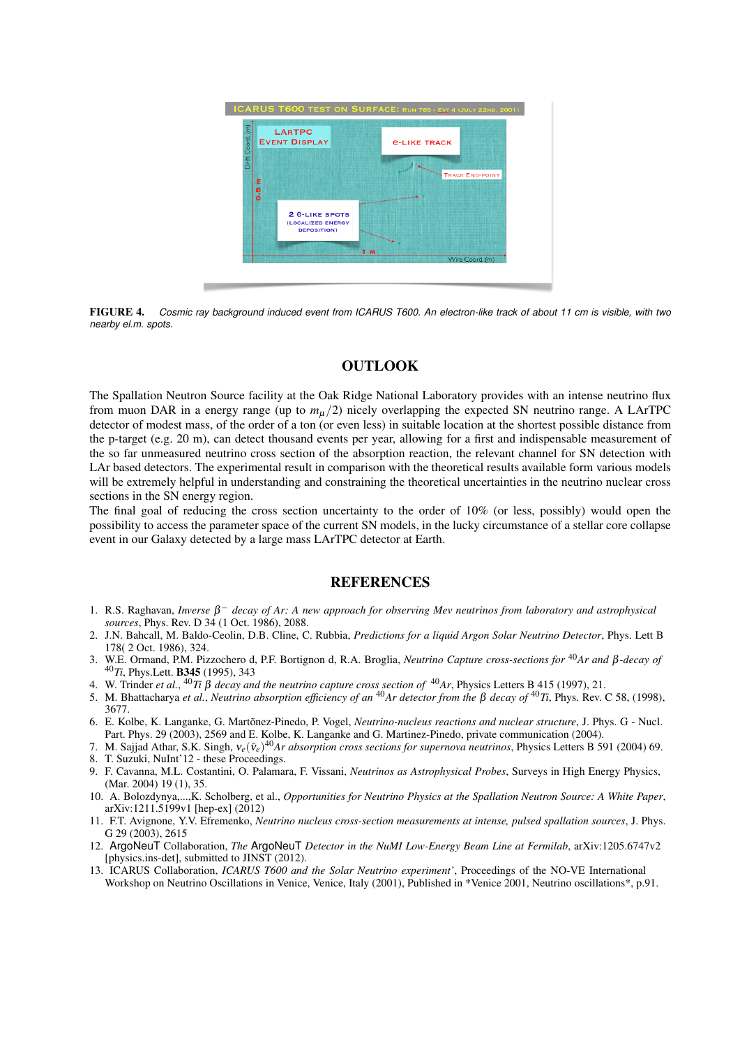ICARUS T600 TEST ON SURFACE: RUN 785 - EVT 4 (JULY 22ND, 2001)

LARTPC EVENT DISPLAY

e-LIKE TRACK

TRACK END-POINT

2 e-LIKE SPOTS (LOCALIZED ENERGY DEPOSITION)

Drift Coord. (m)

0.5 m

1 m

Wire Coord. (m)

**FIGURE 4.** *Cosmic ray background induced event from ICARUS T600. An electron-like track of about 11 cm is visible, with two nearby el.m. spots.*

## OUTLOOK

The Spallation Neutron Source facility at the Oak Ridge National Laboratory provides with an intense neutrino flux from muon DAR in a energy range (up to $m_\mu/2$) nicely overlapping the expected SN neutrino range. A LArTPC detector of modest mass, of the order of a ton (or even less) in suitable location at the shortest possible distance from the p-target (e.g. 20 m), can detect thousand events per year, allowing for a first and indispensable measurement of the so far unmeasured neutrino cross section of the absorption reaction, the relevant channel for SN detection with LAr based detectors. The experimental result in comparison with the theoretical results available form various models will be extremely helpful in understanding and constraining the theoretical uncertainties in the neutrino nuclear cross sections in the SN energy region.

The final goal of reducing the cross section uncertainty to the order of 10% (or less, possibly) would open the possibility to access the parameter space of the current SN models, in the lucky circumstance of a stellar core collapse event in our Galaxy detected by a large mass LArTPC detector at Earth.

## REFERENCES

1. R.S. Raghavan, *Inverse $\beta^-$ decay of Ar: A new approach for observing Mev neutrinos from laboratory and astrophysical sources*, Phys. Rev. D 34 (1 Oct. 1986), 2088.
2. J.N. Bahcall, M. Baldo-Ceolin, D.B. Cline, C. Rubbia, *Predictions for a liquid Argon Solar Neutrino Detector*, Phys. Lett B 178( 2 Oct. 1986), 324.
3. W.E. Ormand, P.M. Pizzochero d, P.F. Bortignon d, R.A. Broglia, *Neutrino Capture cross-sections for $^{40}$Ar and $\beta$-decay of $^{40}$Ti*, Phys.Lett. **B345** (1995), 343
4. W. Trinder *et al.*, *$^{40}$Ti $\beta$ decay and the neutrino capture cross section of $^{40}$Ar*, Physics Letters B 415 (1997), 21.
5. M. Bhattacharya *et al.*, *Neutrino absorption efficiency of an $^{40}$Ar detector from the $\beta$ decay of $^{40}$Ti*, Phys. Rev. C 58, (1998), 3677.
6. E. Kolbe, K. Langanke, G. Martõnez-Pinedo, P. Vogel, *Neutrino-nucleus reactions and nuclear structure*, J. Phys. G - Nucl. Part. Phys. 29 (2003), 2569 and E. Kolbe, K. Langanke and G. Martinez-Pinedo, private communication (2004).
7. M. Sajjad Athar, S.K. Singh, *$\nu_e(\bar{\nu}_e)^{40}$Ar absorption cross sections for supernova neutrinos*, Physics Letters B 591 (2004) 69.
8. T. Suzuki, NuInt'12 - these Proceedings.
9. F. Cavanna, M.L. Costantini, O. Palamara, F. Vissani, *Neutrinos as Astrophysical Probes*, Surveys in High Energy Physics, (Mar. 2004) 19 (1), 35.
10. A. Bolozdynya,...,K. Scholberg, et al., *Opportunities for Neutrino Physics at the Spallation Neutron Source: A White Paper*, arXiv:1211.5199v1 [hep-ex] (2012)
11. F.T. Avignone, Y.V. Efremenko, *Neutrino nucleus cross-section measurements at intense, pulsed spallation sources*, J. Phys. G 29 (2003), 2615
12. ArgoNeuT Collaboration, *The ArgoNeuT Detector in the NuMI Low-Energy Beam Line at Fermilab*, arXiv:1205.6747v2 [physics.ins-det], submitted to JINST (2012).
13. ICARUS Collaboration, *ICARUS T600 and the Solar Neutrino experiment'*, Proceedings of the NO-VE International Workshop on Neutrino Oscillations in Venice, Venice, Italy (2001), Published in *Venice 2001, Neutrino oscillations*, p.91.